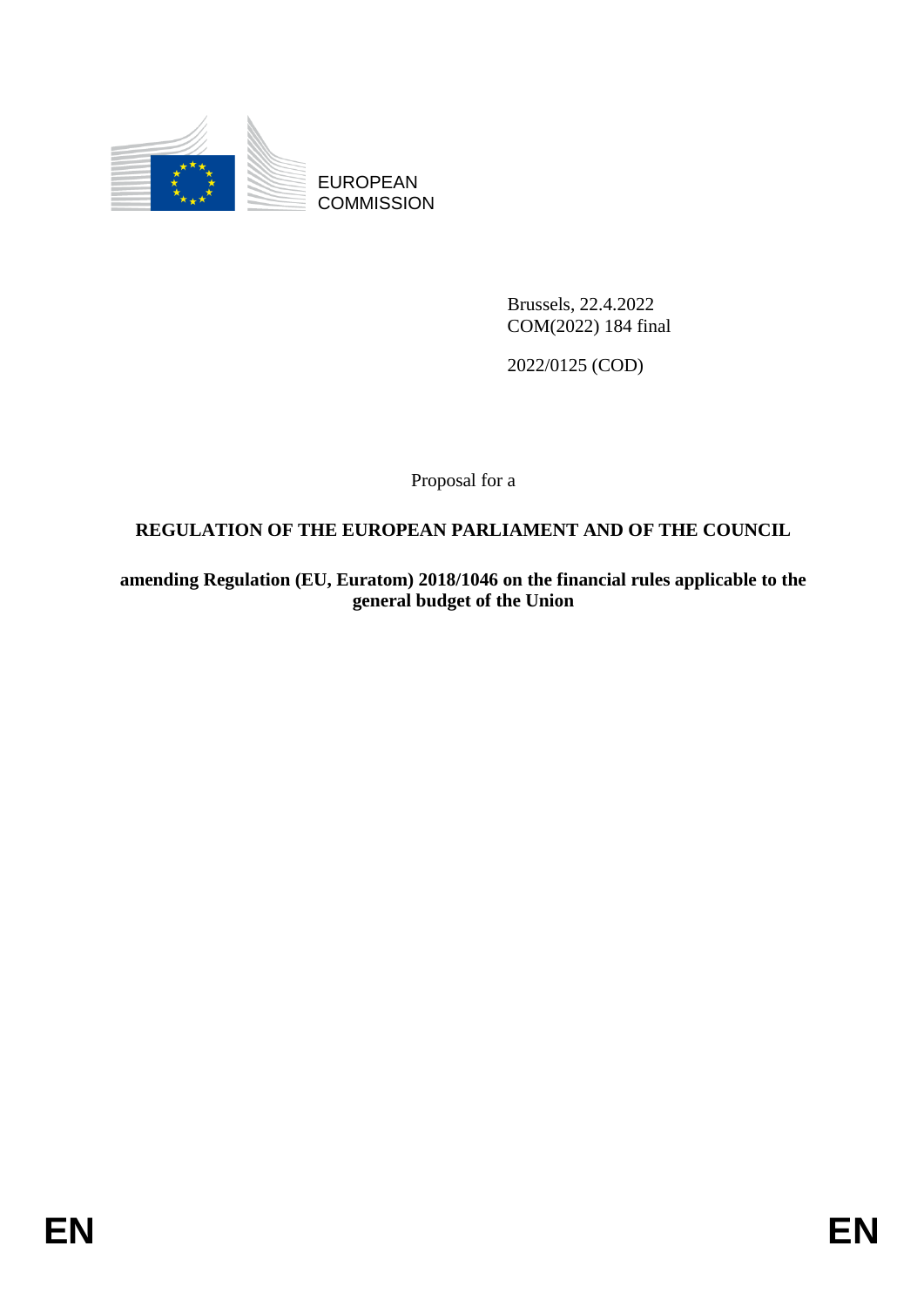EUROPEAN COMMISSION

Brussels, 22.4.2022
COM(2022) 184 final

2022/0125 (COD)

Proposal for a

**REGULATION OF THE EUROPEAN PARLIAMENT AND OF THE COUNCIL**

**amending Regulation (EU, Euratom) 2018/1046 on the financial rules applicable to the general budget of the Union**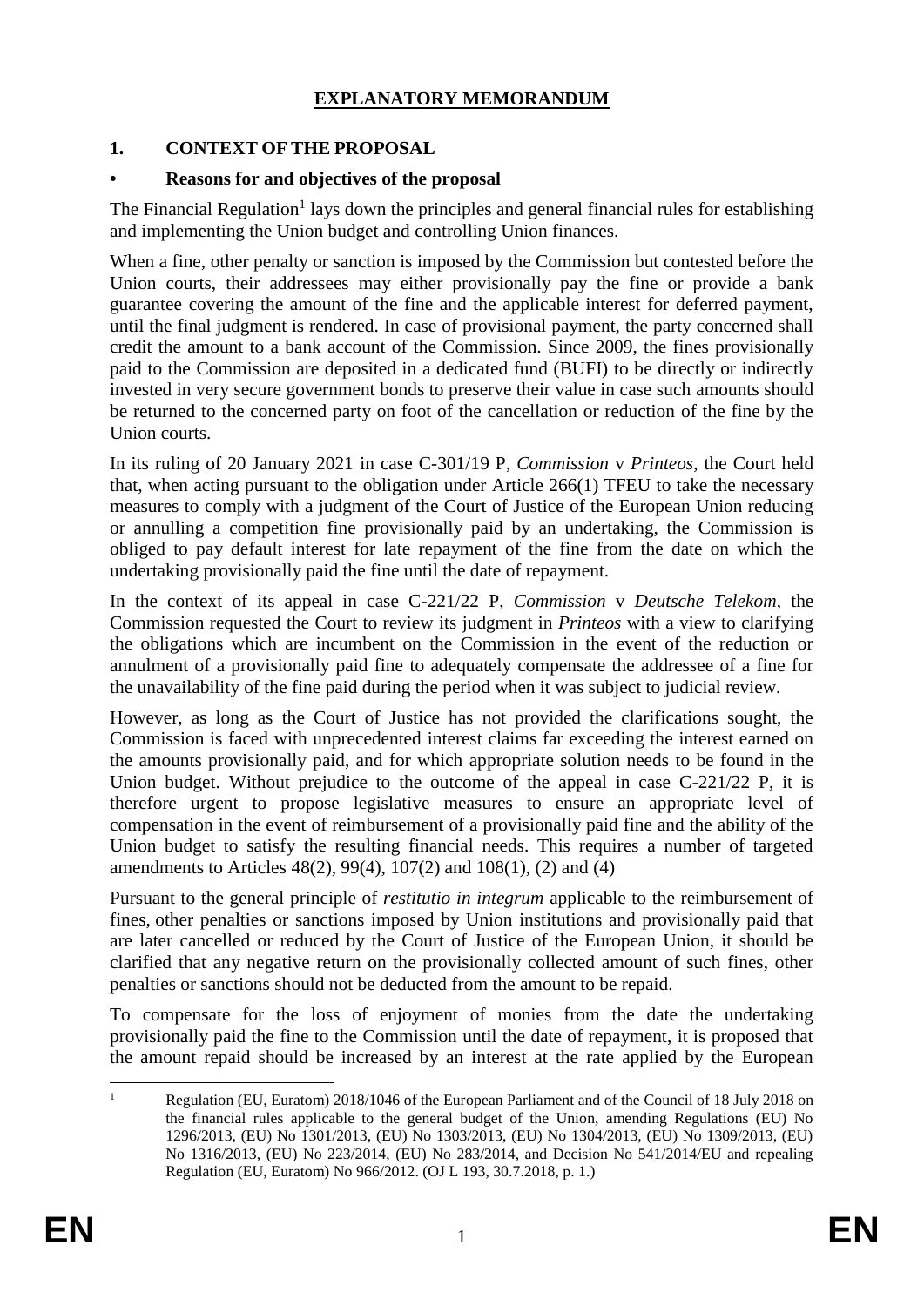# EXPLANATORY MEMORANDUM

## 1. CONTEXT OF THE PROPOSAL

### • Reasons for and objectives of the proposal

The Financial Regulation[1] lays down the principles and general financial rules for establishing and implementing the Union budget and controlling Union finances.

When a fine, other penalty or sanction is imposed by the Commission but contested before the Union courts, their addressees may either provisionally pay the fine or provide a bank guarantee covering the amount of the fine and the applicable interest for deferred payment, until the final judgment is rendered. In case of provisional payment, the party concerned shall credit the amount to a bank account of the Commission. Since 2009, the fines provisionally paid to the Commission are deposited in a dedicated fund (BUFI) to be directly or indirectly invested in very secure government bonds to preserve their value in case such amounts should be returned to the concerned party on foot of the cancellation or reduction of the fine by the Union courts.

In its ruling of 20 January 2021 in case C-301/19 P, *Commission* v *Printeos*, the Court held that, when acting pursuant to the obligation under Article 266(1) TFEU to take the necessary measures to comply with a judgment of the Court of Justice of the European Union reducing or annulling a competition fine provisionally paid by an undertaking, the Commission is obliged to pay default interest for late repayment of the fine from the date on which the undertaking provisionally paid the fine until the date of repayment.

In the context of its appeal in case C-221/22 P, *Commission* v *Deutsche Telekom*, the Commission requested the Court to review its judgment in *Printeos* with a view to clarifying the obligations which are incumbent on the Commission in the event of the reduction or annulment of a provisionally paid fine to adequately compensate the addressee of a fine for the unavailability of the fine paid during the period when it was subject to judicial review.

However, as long as the Court of Justice has not provided the clarifications sought, the Commission is faced with unprecedented interest claims far exceeding the interest earned on the amounts provisionally paid, and for which appropriate solution needs to be found in the Union budget. Without prejudice to the outcome of the appeal in case C-221/22 P, it is therefore urgent to propose legislative measures to ensure an appropriate level of compensation in the event of reimbursement of a provisionally paid fine and the ability of the Union budget to satisfy the resulting financial needs. This requires a number of targeted amendments to Articles 48(2), 99(4), 107(2) and 108(1), (2) and (4)

Pursuant to the general principle of *restitutio in integrum* applicable to the reimbursement of fines, other penalties or sanctions imposed by Union institutions and provisionally paid that are later cancelled or reduced by the Court of Justice of the European Union, it should be clarified that any negative return on the provisionally collected amount of such fines, other penalties or sanctions should not be deducted from the amount to be repaid.

To compensate for the loss of enjoyment of monies from the date the undertaking provisionally paid the fine to the Commission until the date of repayment, it is proposed that the amount repaid should be increased by an interest at the rate applied by the European

[1] Regulation (EU, Euratom) 2018/1046 of the European Parliament and of the Council of 18 July 2018 on the financial rules applicable to the general budget of the Union, amending Regulations (EU) No 1296/2013, (EU) No 1301/2013, (EU) No 1303/2013, (EU) No 1304/2013, (EU) No 1309/2013, (EU) No 1316/2013, (EU) No 223/2014, (EU) No 283/2014, and Decision No 541/2014/EU and repealing Regulation (EU, Euratom) No 966/2012. (OJ L 193, 30.7.2018, p. 1.)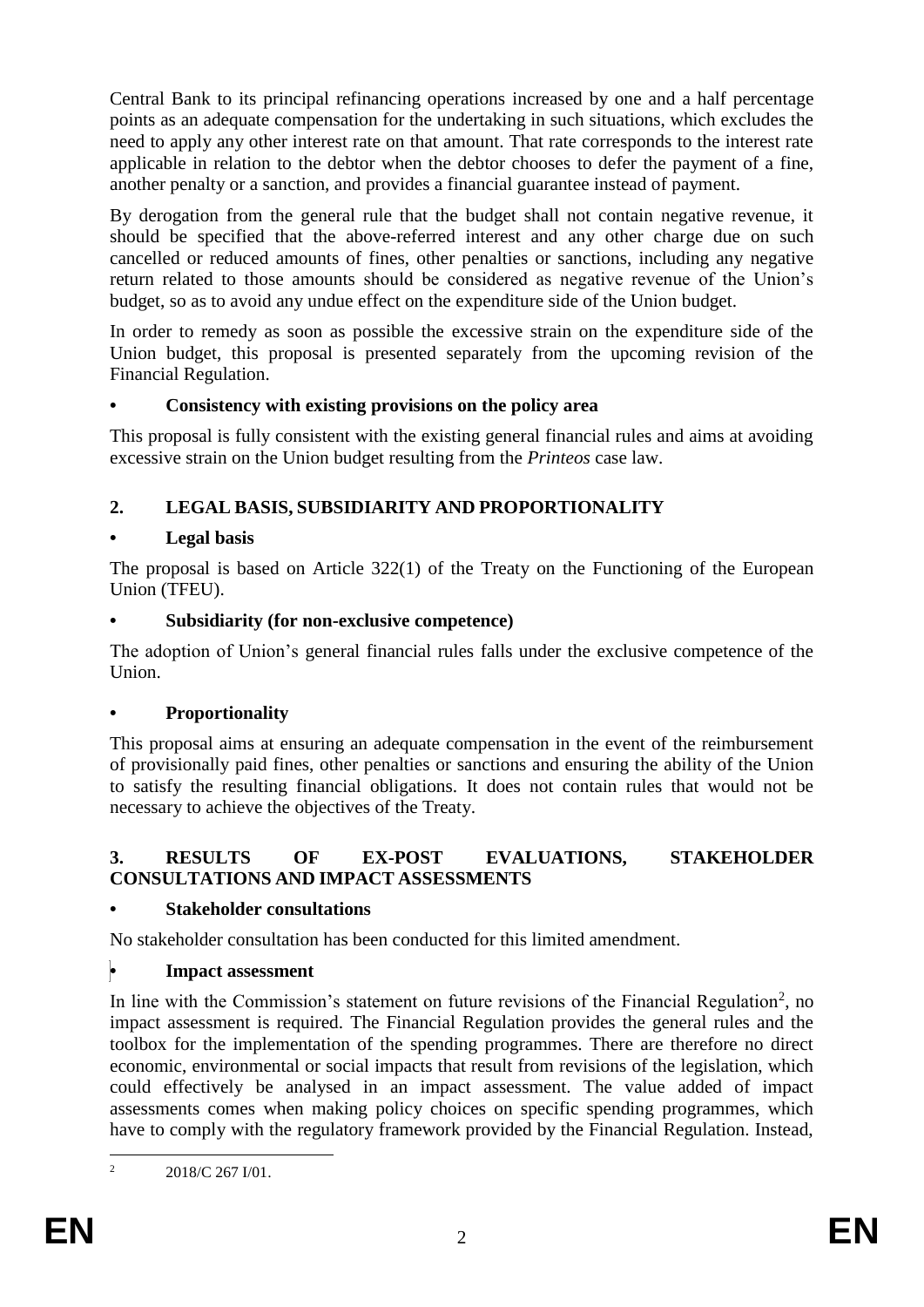Central Bank to its principal refinancing operations increased by one and a half percentage points as an adequate compensation for the undertaking in such situations, which excludes the need to apply any other interest rate on that amount. That rate corresponds to the interest rate applicable in relation to the debtor when the debtor chooses to defer the payment of a fine, another penalty or a sanction, and provides a financial guarantee instead of payment.

By derogation from the general rule that the budget shall not contain negative revenue, it should be specified that the above-referred interest and any other charge due on such cancelled or reduced amounts of fines, other penalties or sanctions, including any negative return related to those amounts should be considered as negative revenue of the Union's budget, so as to avoid any undue effect on the expenditure side of the Union budget.

In order to remedy as soon as possible the excessive strain on the expenditure side of the Union budget, this proposal is presented separately from the upcoming revision of the Financial Regulation.

### • Consistency with existing provisions on the policy area

This proposal is fully consistent with the existing general financial rules and aims at avoiding excessive strain on the Union budget resulting from the *Printeos* case law.

## 2. LEGAL BASIS, SUBSIDIARITY AND PROPORTIONALITY

### • Legal basis

The proposal is based on Article 322(1) of the Treaty on the Functioning of the European Union (TFEU).

### • Subsidiarity (for non-exclusive competence)

The adoption of Union's general financial rules falls under the exclusive competence of the Union.

### • Proportionality

This proposal aims at ensuring an adequate compensation in the event of the reimbursement of provisionally paid fines, other penalties or sanctions and ensuring the ability of the Union to satisfy the resulting financial obligations. It does not contain rules that would not be necessary to achieve the objectives of the Treaty.

## 3. RESULTS OF EX-POST EVALUATIONS, STAKEHOLDER CONSULTATIONS AND IMPACT ASSESSMENTS

### • Stakeholder consultations

No stakeholder consultation has been conducted for this limited amendment.

### • Impact assessment

In line with the Commission's statement on future revisions of the Financial Regulation[2], no impact assessment is required. The Financial Regulation provides the general rules and the toolbox for the implementation of the spending programmes. There are therefore no direct economic, environmental or social impacts that result from revisions of the legislation, which could effectively be analysed in an impact assessment. The value added of impact assessments comes when making policy choices on specific spending programmes, which have to comply with the regulatory framework provided by the Financial Regulation. Instead,

[2] 2018/C 267 I/01.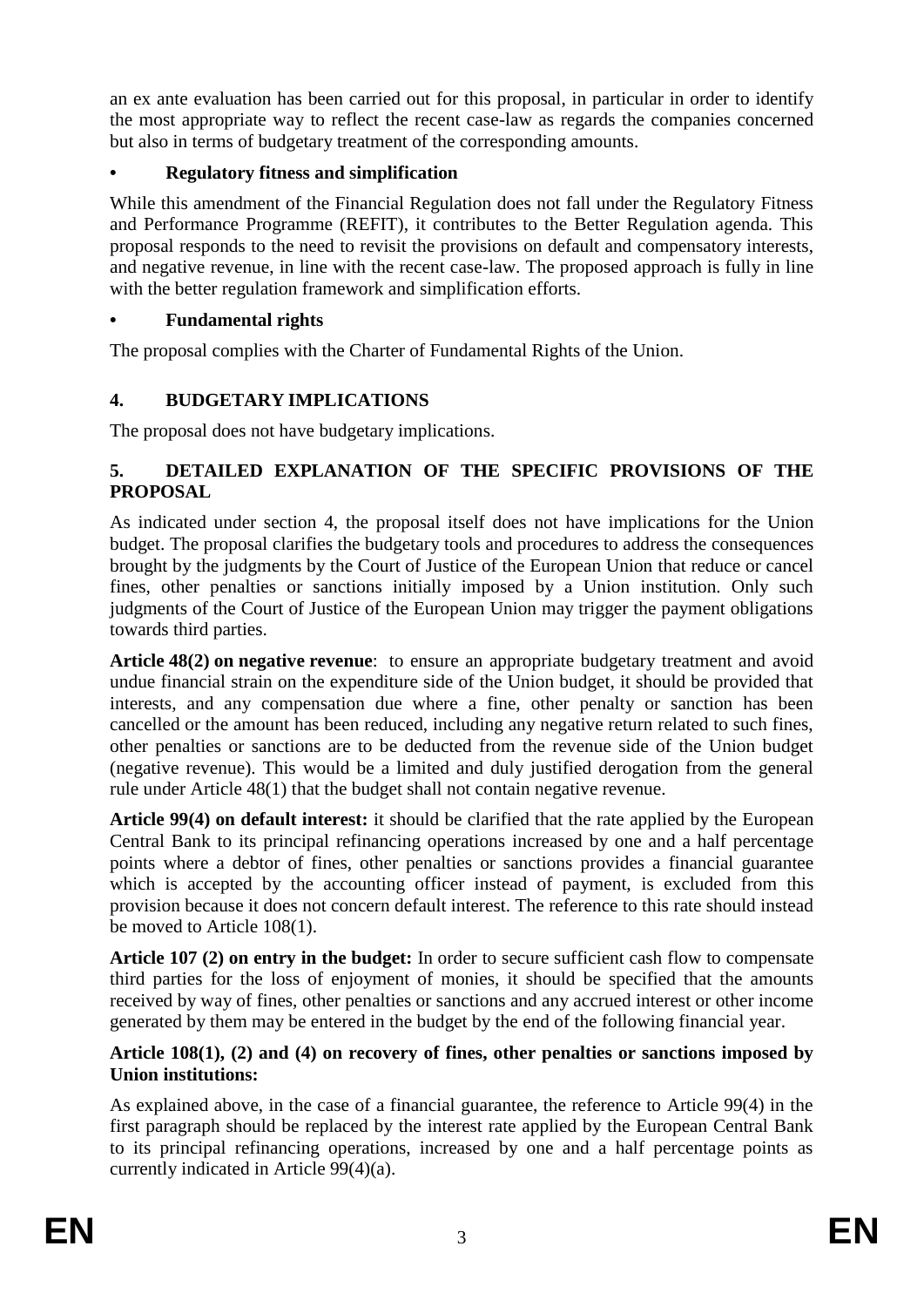an ex ante evaluation has been carried out for this proposal, in particular in order to identify the most appropriate way to reflect the recent case-law as regards the companies concerned but also in terms of budgetary treatment of the corresponding amounts.

- **Regulatory fitness and simplification**

While this amendment of the Financial Regulation does not fall under the Regulatory Fitness and Performance Programme (REFIT), it contributes to the Better Regulation agenda. This proposal responds to the need to revisit the provisions on default and compensatory interests, and negative revenue, in line with the recent case-law. The proposed approach is fully in line with the better regulation framework and simplification efforts.

- **Fundamental rights**

The proposal complies with the Charter of Fundamental Rights of the Union.

## 4. BUDGETARY IMPLICATIONS

The proposal does not have budgetary implications.

## 5. DETAILED EXPLANATION OF THE SPECIFIC PROVISIONS OF THE PROPOSAL

As indicated under section 4, the proposal itself does not have implications for the Union budget. The proposal clarifies the budgetary tools and procedures to address the consequences brought by the judgments by the Court of Justice of the European Union that reduce or cancel fines, other penalties or sanctions initially imposed by a Union institution. Only such judgments of the Court of Justice of the European Union may trigger the payment obligations towards third parties.

**Article 48(2) on negative revenue**: to ensure an appropriate budgetary treatment and avoid undue financial strain on the expenditure side of the Union budget, it should be provided that interests, and any compensation due where a fine, other penalty or sanction has been cancelled or the amount has been reduced, including any negative return related to such fines, other penalties or sanctions are to be deducted from the revenue side of the Union budget (negative revenue). This would be a limited and duly justified derogation from the general rule under Article 48(1) that the budget shall not contain negative revenue.

**Article 99(4) on default interest:** it should be clarified that the rate applied by the European Central Bank to its principal refinancing operations increased by one and a half percentage points where a debtor of fines, other penalties or sanctions provides a financial guarantee which is accepted by the accounting officer instead of payment, is excluded from this provision because it does not concern default interest. The reference to this rate should instead be moved to Article 108(1).

**Article 107 (2) on entry in the budget:** In order to secure sufficient cash flow to compensate third parties for the loss of enjoyment of monies, it should be specified that the amounts received by way of fines, other penalties or sanctions and any accrued interest or other income generated by them may be entered in the budget by the end of the following financial year.

**Article 108(1), (2) and (4) on recovery of fines, other penalties or sanctions imposed by Union institutions:**

As explained above, in the case of a financial guarantee, the reference to Article 99(4) in the first paragraph should be replaced by the interest rate applied by the European Central Bank to its principal refinancing operations, increased by one and a half percentage points as currently indicated in Article 99(4)(a).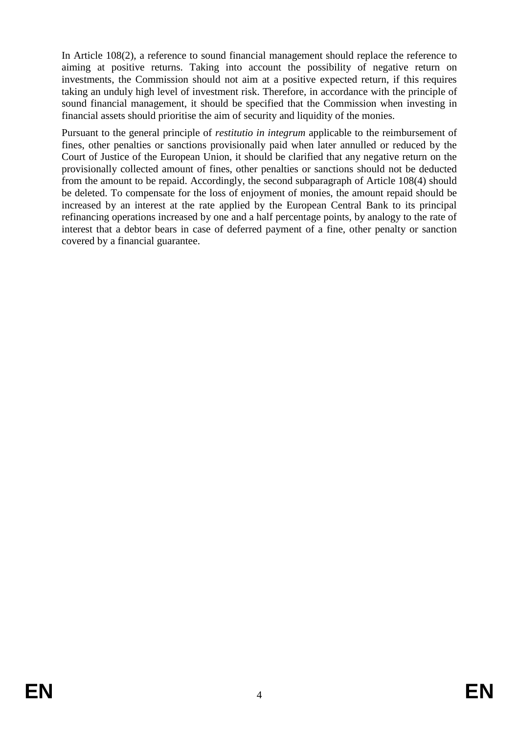In Article 108(2), a reference to sound financial management should replace the reference to aiming at positive returns. Taking into account the possibility of negative return on investments, the Commission should not aim at a positive expected return, if this requires taking an unduly high level of investment risk. Therefore, in accordance with the principle of sound financial management, it should be specified that the Commission when investing in financial assets should prioritise the aim of security and liquidity of the monies.

Pursuant to the general principle of *restitutio in integrum* applicable to the reimbursement of fines, other penalties or sanctions provisionally paid when later annulled or reduced by the Court of Justice of the European Union, it should be clarified that any negative return on the provisionally collected amount of fines, other penalties or sanctions should not be deducted from the amount to be repaid. Accordingly, the second subparagraph of Article 108(4) should be deleted. To compensate for the loss of enjoyment of monies, the amount repaid should be increased by an interest at the rate applied by the European Central Bank to its principal refinancing operations increased by one and a half percentage points, by analogy to the rate of interest that a debtor bears in case of deferred payment of a fine, other penalty or sanction covered by a financial guarantee.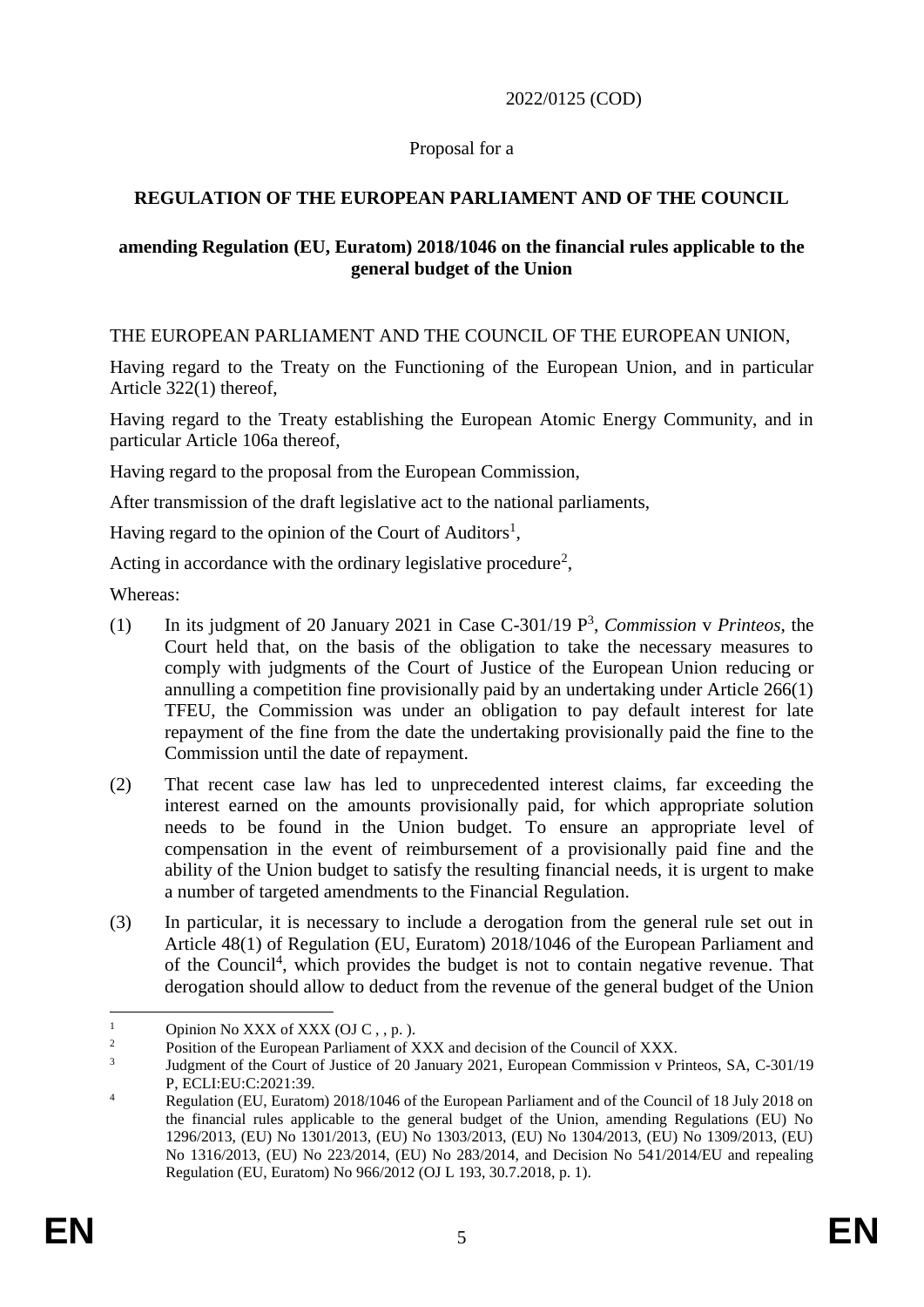2022/0125 (COD)

Proposal for a

**REGULATION OF THE EUROPEAN PARLIAMENT AND OF THE COUNCIL**

**amending Regulation (EU, Euratom) 2018/1046 on the financial rules applicable to the general budget of the Union**

THE EUROPEAN PARLIAMENT AND THE COUNCIL OF THE EUROPEAN UNION,

Having regard to the Treaty on the Functioning of the European Union, and in particular Article 322(1) thereof,

Having regard to the Treaty establishing the European Atomic Energy Community, and in particular Article 106a thereof,

Having regard to the proposal from the European Commission,

After transmission of the draft legislative act to the national parliaments,

Having regard to the opinion of the Court of Auditors[1],

Acting in accordance with the ordinary legislative procedure[2],

Whereas:

(1) In its judgment of 20 January 2021 in Case C-301/19 P[3], *Commission* v *Printeos*, the Court held that, on the basis of the obligation to take the necessary measures to comply with judgments of the Court of Justice of the European Union reducing or annulling a competition fine provisionally paid by an undertaking under Article 266(1) TFEU, the Commission was under an obligation to pay default interest for late repayment of the fine from the date the undertaking provisionally paid the fine to the Commission until the date of repayment.

(2) That recent case law has led to unprecedented interest claims, far exceeding the interest earned on the amounts provisionally paid, for which appropriate solution needs to be found in the Union budget. To ensure an appropriate level of compensation in the event of reimbursement of a provisionally paid fine and the ability of the Union budget to satisfy the resulting financial needs, it is urgent to make a number of targeted amendments to the Financial Regulation.

(3) In particular, it is necessary to include a derogation from the general rule set out in Article 48(1) of Regulation (EU, Euratom) 2018/1046 of the European Parliament and of the Council[4], which provides the budget is not to contain negative revenue. That derogation should allow to deduct from the revenue of the general budget of the Union

---

[1] Opinion No XXX of XXX (OJ C , , p. ).

[2] Position of the European Parliament of XXX and decision of the Council of XXX.

[3] Judgment of the Court of Justice of 20 January 2021, European Commission v Printeos, SA, C-301/19 P, ECLI:EU:C:2021:39.

[4] Regulation (EU, Euratom) 2018/1046 of the European Parliament and of the Council of 18 July 2018 on the financial rules applicable to the general budget of the Union, amending Regulations (EU) No 1296/2013, (EU) No 1301/2013, (EU) No 1303/2013, (EU) No 1304/2013, (EU) No 1309/2013, (EU) No 1316/2013, (EU) No 223/2014, (EU) No 283/2014, and Decision No 541/2014/EU and repealing Regulation (EU, Euratom) No 966/2012 (OJ L 193, 30.7.2018, p. 1).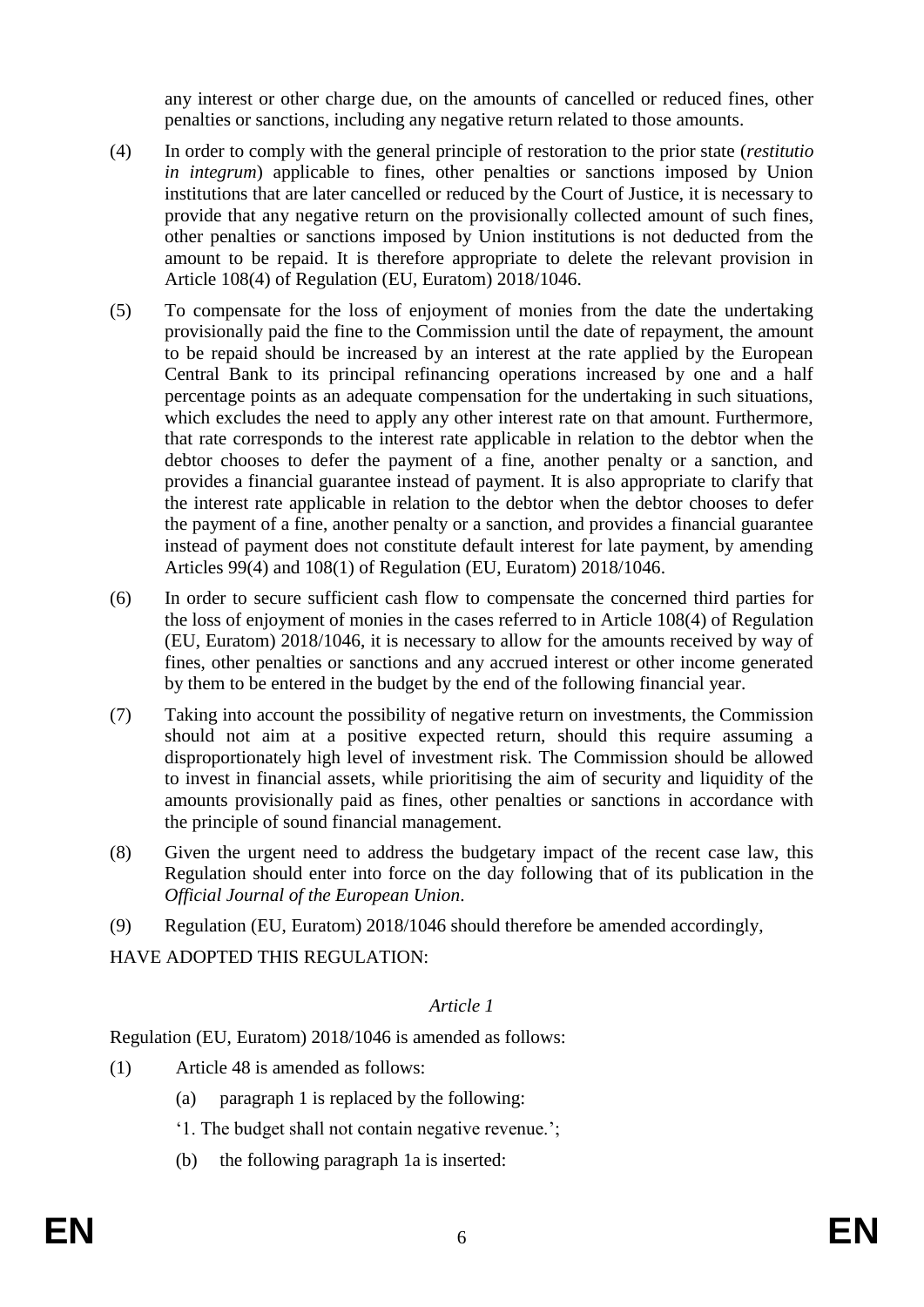any interest or other charge due, on the amounts of cancelled or reduced fines, other penalties or sanctions, including any negative return related to those amounts.

(4) In order to comply with the general principle of restoration to the prior state (*restitutio in integrum*) applicable to fines, other penalties or sanctions imposed by Union institutions that are later cancelled or reduced by the Court of Justice, it is necessary to provide that any negative return on the provisionally collected amount of such fines, other penalties or sanctions imposed by Union institutions is not deducted from the amount to be repaid. It is therefore appropriate to delete the relevant provision in Article 108(4) of Regulation (EU, Euratom) 2018/1046.

(5) To compensate for the loss of enjoyment of monies from the date the undertaking provisionally paid the fine to the Commission until the date of repayment, the amount to be repaid should be increased by an interest at the rate applied by the European Central Bank to its principal refinancing operations increased by one and a half percentage points as an adequate compensation for the undertaking in such situations, which excludes the need to apply any other interest rate on that amount. Furthermore, that rate corresponds to the interest rate applicable in relation to the debtor when the debtor chooses to defer the payment of a fine, another penalty or a sanction, and provides a financial guarantee instead of payment. It is also appropriate to clarify that the interest rate applicable in relation to the debtor when the debtor chooses to defer the payment of a fine, another penalty or a sanction, and provides a financial guarantee instead of payment does not constitute default interest for late payment, by amending Articles 99(4) and 108(1) of Regulation (EU, Euratom) 2018/1046.

(6) In order to secure sufficient cash flow to compensate the concerned third parties for the loss of enjoyment of monies in the cases referred to in Article 108(4) of Regulation (EU, Euratom) 2018/1046, it is necessary to allow for the amounts received by way of fines, other penalties or sanctions and any accrued interest or other income generated by them to be entered in the budget by the end of the following financial year.

(7) Taking into account the possibility of negative return on investments, the Commission should not aim at a positive expected return, should this require assuming a disproportionately high level of investment risk. The Commission should be allowed to invest in financial assets, while prioritising the aim of security and liquidity of the amounts provisionally paid as fines, other penalties or sanctions in accordance with the principle of sound financial management.

(8) Given the urgent need to address the budgetary impact of the recent case law, this Regulation should enter into force on the day following that of its publication in the *Official Journal of the European Union*.

(9) Regulation (EU, Euratom) 2018/1046 should therefore be amended accordingly,

HAVE ADOPTED THIS REGULATION:

*Article 1*

Regulation (EU, Euratom) 2018/1046 is amended as follows:

(1) Article 48 is amended as follows:

(a) paragraph 1 is replaced by the following:

'1. The budget shall not contain negative revenue.';

(b) the following paragraph 1a is inserted: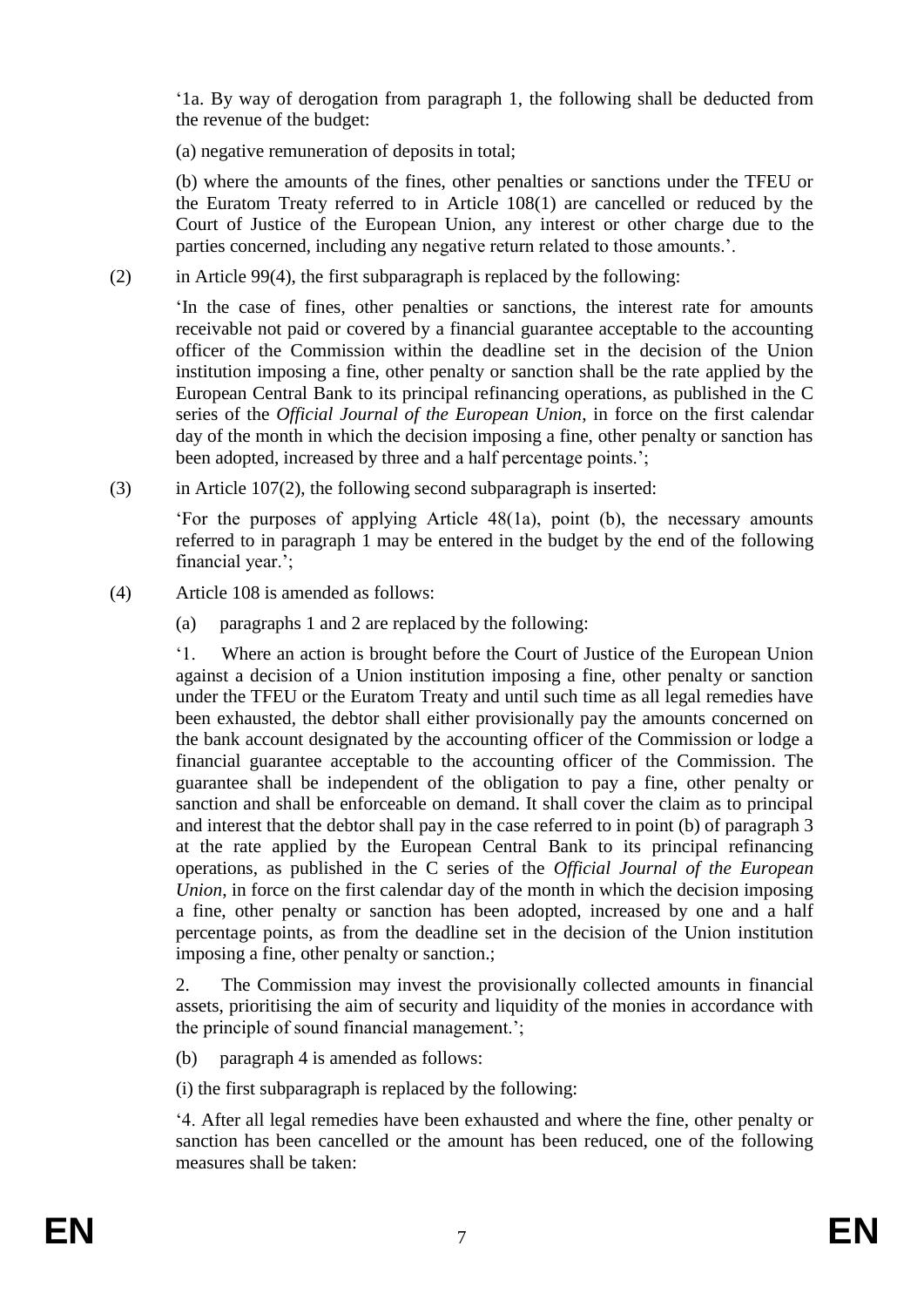'1a. By way of derogation from paragraph 1, the following shall be deducted from the revenue of the budget:

(a) negative remuneration of deposits in total;

(b) where the amounts of the fines, other penalties or sanctions under the TFEU or the Euratom Treaty referred to in Article 108(1) are cancelled or reduced by the Court of Justice of the European Union, any interest or other charge due to the parties concerned, including any negative return related to those amounts.'.

(2) in Article 99(4), the first subparagraph is replaced by the following:

'In the case of fines, other penalties or sanctions, the interest rate for amounts receivable not paid or covered by a financial guarantee acceptable to the accounting officer of the Commission within the deadline set in the decision of the Union institution imposing a fine, other penalty or sanction shall be the rate applied by the European Central Bank to its principal refinancing operations, as published in the C series of the *Official Journal of the European Union*, in force on the first calendar day of the month in which the decision imposing a fine, other penalty or sanction has been adopted, increased by three and a half percentage points.';

(3) in Article 107(2), the following second subparagraph is inserted:

'For the purposes of applying Article 48(1a), point (b), the necessary amounts referred to in paragraph 1 may be entered in the budget by the end of the following financial year.';

(4) Article 108 is amended as follows:

(a) paragraphs 1 and 2 are replaced by the following:

'1. Where an action is brought before the Court of Justice of the European Union against a decision of a Union institution imposing a fine, other penalty or sanction under the TFEU or the Euratom Treaty and until such time as all legal remedies have been exhausted, the debtor shall either provisionally pay the amounts concerned on the bank account designated by the accounting officer of the Commission or lodge a financial guarantee acceptable to the accounting officer of the Commission. The guarantee shall be independent of the obligation to pay a fine, other penalty or sanction and shall be enforceable on demand. It shall cover the claim as to principal and interest that the debtor shall pay in the case referred to in point (b) of paragraph 3 at the rate applied by the European Central Bank to its principal refinancing operations, as published in the C series of the *Official Journal of the European Union*, in force on the first calendar day of the month in which the decision imposing a fine, other penalty or sanction has been adopted, increased by one and a half percentage points, as from the deadline set in the decision of the Union institution imposing a fine, other penalty or sanction.;

2. The Commission may invest the provisionally collected amounts in financial assets, prioritising the aim of security and liquidity of the monies in accordance with the principle of sound financial management.';

(b) paragraph 4 is amended as follows:

(i) the first subparagraph is replaced by the following:

'4. After all legal remedies have been exhausted and where the fine, other penalty or sanction has been cancelled or the amount has been reduced, one of the following measures shall be taken: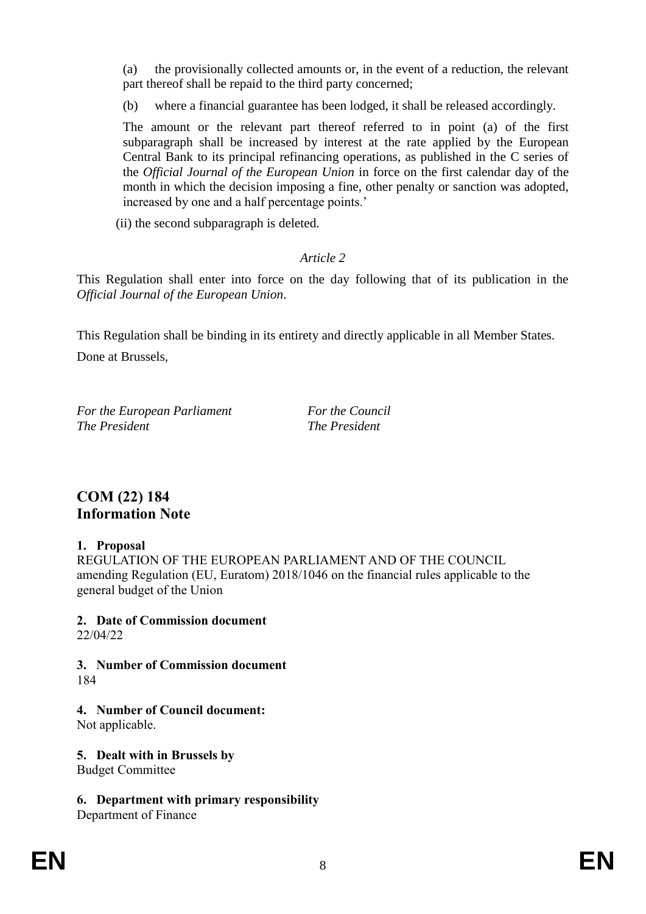(a) the provisionally collected amounts or, in the event of a reduction, the relevant part thereof shall be repaid to the third party concerned;

(b) where a financial guarantee has been lodged, it shall be released accordingly.

The amount or the relevant part thereof referred to in point (a) of the first subparagraph shall be increased by interest at the rate applied by the European Central Bank to its principal refinancing operations, as published in the C series of the *Official Journal of the European Union* in force on the first calendar day of the month in which the decision imposing a fine, other penalty or sanction was adopted, increased by one and a half percentage points.'

(ii) the second subparagraph is deleted.

*Article 2*

This Regulation shall enter into force on the day following that of its publication in the *Official Journal of the European Union*.

This Regulation shall be binding in its entirety and directly applicable in all Member States.

Done at Brussels,

*For the European Parliament*
*The President*

*For the Council*
*The President*

## COM (22) 184
## Information Note

**1. Proposal**
REGULATION OF THE EUROPEAN PARLIAMENT AND OF THE COUNCIL amending Regulation (EU, Euratom) 2018/1046 on the financial rules applicable to the general budget of the Union

**2. Date of Commission document**
22/04/22

**3. Number of Commission document**
184

**4. Number of Council document:**
Not applicable.

**5. Dealt with in Brussels by**
Budget Committee

**6. Department with primary responsibility**
Department of Finance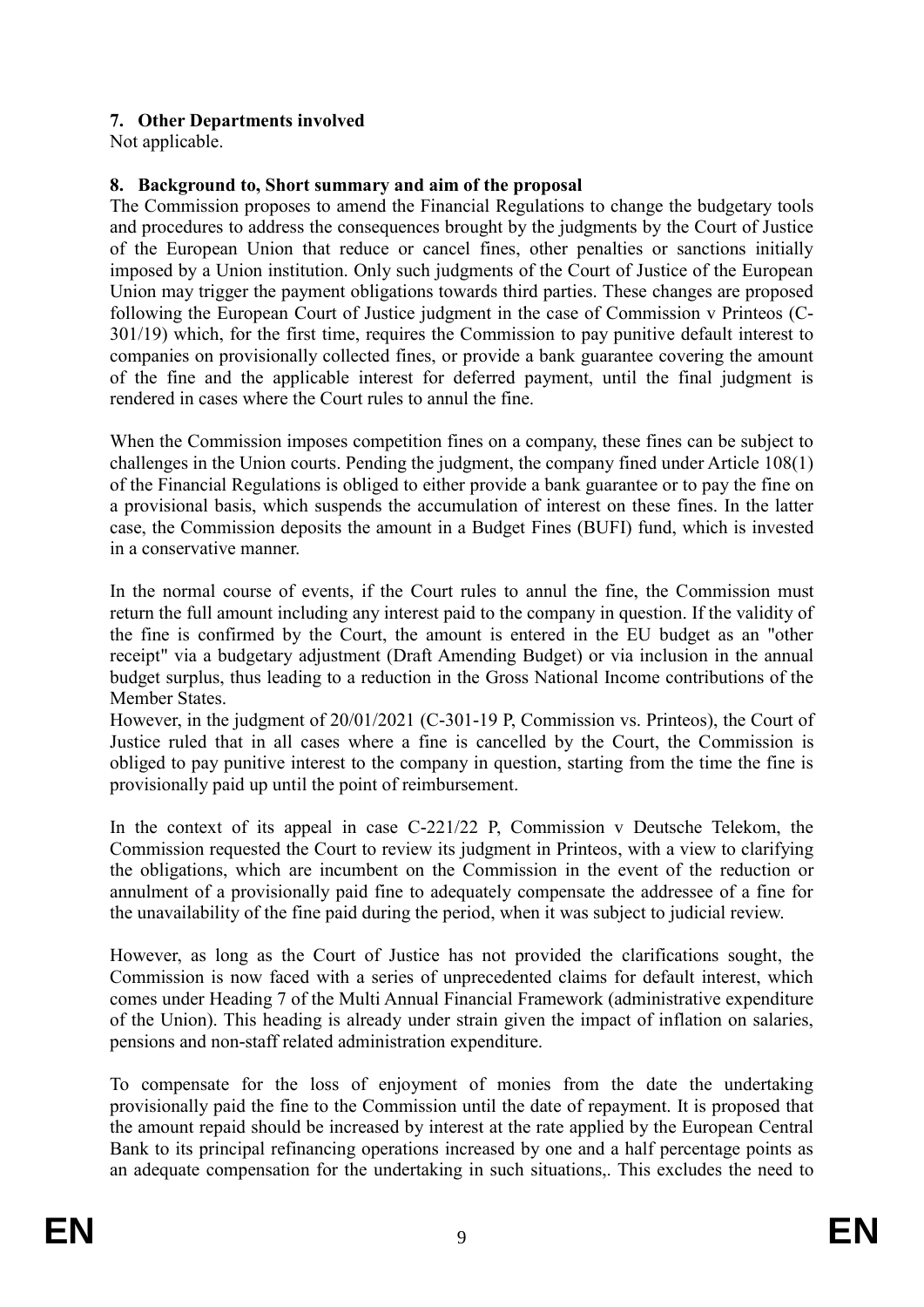## 7. Other Departments involved

Not applicable.

## 8. Background to, Short summary and aim of the proposal

The Commission proposes to amend the Financial Regulations to change the budgetary tools and procedures to address the consequences brought by the judgments by the Court of Justice of the European Union that reduce or cancel fines, other penalties or sanctions initially imposed by a Union institution. Only such judgments of the Court of Justice of the European Union may trigger the payment obligations towards third parties. These changes are proposed following the European Court of Justice judgment in the case of Commission v Printeos (C-301/19) which, for the first time, requires the Commission to pay punitive default interest to companies on provisionally collected fines, or provide a bank guarantee covering the amount of the fine and the applicable interest for deferred payment, until the final judgment is rendered in cases where the Court rules to annul the fine.

When the Commission imposes competition fines on a company, these fines can be subject to challenges in the Union courts. Pending the judgment, the company fined under Article 108(1) of the Financial Regulations is obliged to either provide a bank guarantee or to pay the fine on a provisional basis, which suspends the accumulation of interest on these fines. In the latter case, the Commission deposits the amount in a Budget Fines (BUFI) fund, which is invested in a conservative manner.

In the normal course of events, if the Court rules to annul the fine, the Commission must return the full amount including any interest paid to the company in question. If the validity of the fine is confirmed by the Court, the amount is entered in the EU budget as an "other receipt" via a budgetary adjustment (Draft Amending Budget) or via inclusion in the annual budget surplus, thus leading to a reduction in the Gross National Income contributions of the Member States.

However, in the judgment of 20/01/2021 (C-301-19 P, Commission vs. Printeos), the Court of Justice ruled that in all cases where a fine is cancelled by the Court, the Commission is obliged to pay punitive interest to the company in question, starting from the time the fine is provisionally paid up until the point of reimbursement.

In the context of its appeal in case C-221/22 P, Commission v Deutsche Telekom, the Commission requested the Court to review its judgment in Printeos, with a view to clarifying the obligations, which are incumbent on the Commission in the event of the reduction or annulment of a provisionally paid fine to adequately compensate the addressee of a fine for the unavailability of the fine paid during the period, when it was subject to judicial review.

However, as long as the Court of Justice has not provided the clarifications sought, the Commission is now faced with a series of unprecedented claims for default interest, which comes under Heading 7 of the Multi Annual Financial Framework (administrative expenditure of the Union). This heading is already under strain given the impact of inflation on salaries, pensions and non-staff related administration expenditure.

To compensate for the loss of enjoyment of monies from the date the undertaking provisionally paid the fine to the Commission until the date of repayment. It is proposed that the amount repaid should be increased by interest at the rate applied by the European Central Bank to its principal refinancing operations increased by one and a half percentage points as an adequate compensation for the undertaking in such situations,. This excludes the need to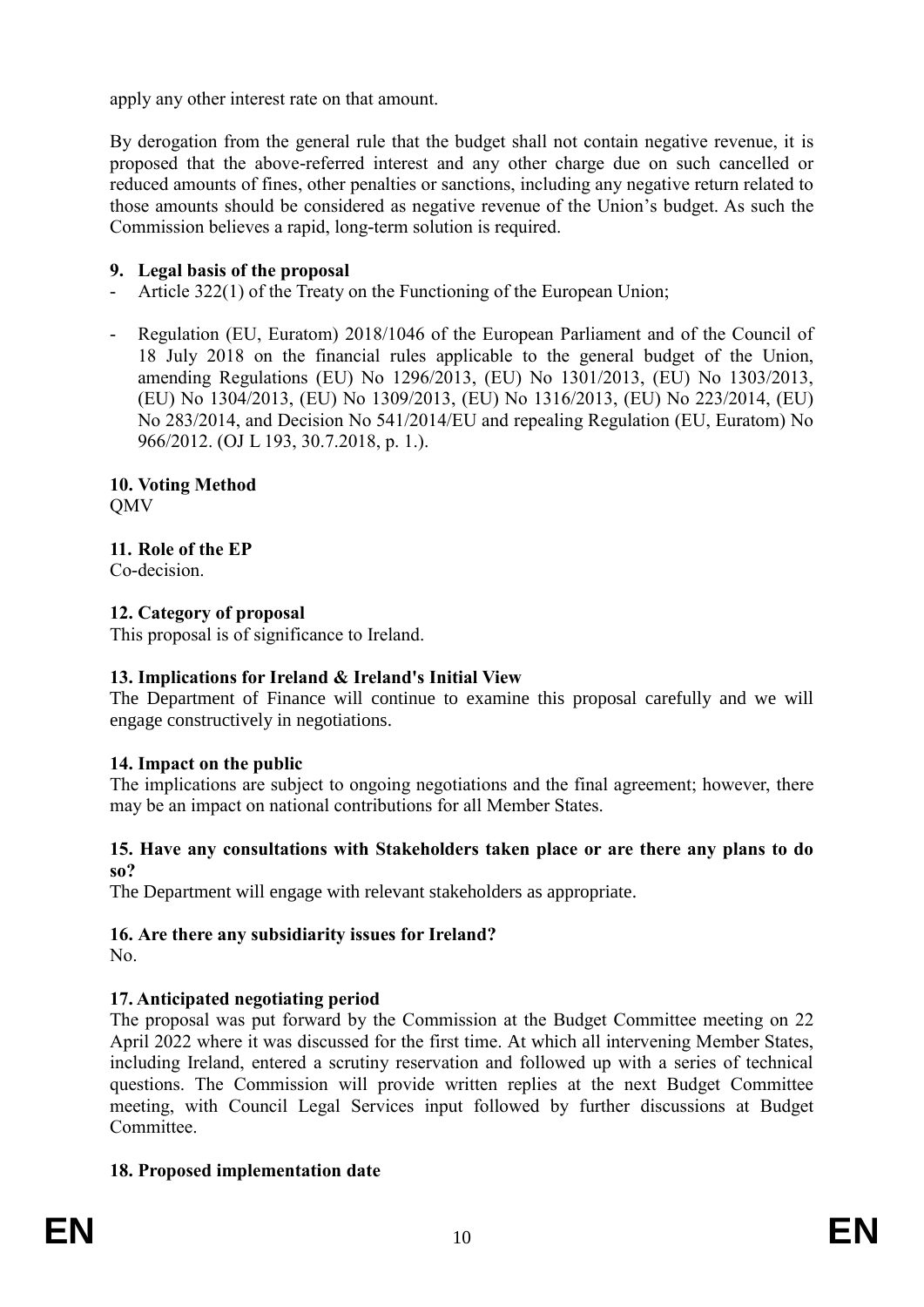apply any other interest rate on that amount.

By derogation from the general rule that the budget shall not contain negative revenue, it is proposed that the above-referred interest and any other charge due on such cancelled or reduced amounts of fines, other penalties or sanctions, including any negative return related to those amounts should be considered as negative revenue of the Union's budget. As such the Commission believes a rapid, long-term solution is required.

**9. Legal basis of the proposal**

- Article 322(1) of the Treaty on the Functioning of the European Union;

- Regulation (EU, Euratom) 2018/1046 of the European Parliament and of the Council of 18 July 2018 on the financial rules applicable to the general budget of the Union, amending Regulations (EU) No 1296/2013, (EU) No 1301/2013, (EU) No 1303/2013, (EU) No 1304/2013, (EU) No 1309/2013, (EU) No 1316/2013, (EU) No 223/2014, (EU) No 283/2014, and Decision No 541/2014/EU and repealing Regulation (EU, Euratom) No 966/2012. (OJ L 193, 30.7.2018, p. 1.).

**10. Voting Method**

QMV

**11. Role of the EP**

Co-decision.

**12. Category of proposal**

This proposal is of significance to Ireland.

**13. Implications for Ireland & Ireland's Initial View**

The Department of Finance will continue to examine this proposal carefully and we will engage constructively in negotiations.

**14. Impact on the public**

The implications are subject to ongoing negotiations and the final agreement; however, there may be an impact on national contributions for all Member States.

**15. Have any consultations with Stakeholders taken place or are there any plans to do so?**

The Department will engage with relevant stakeholders as appropriate.

**16. Are there any subsidiarity issues for Ireland?**

No.

**17. Anticipated negotiating period**

The proposal was put forward by the Commission at the Budget Committee meeting on 22 April 2022 where it was discussed for the first time. At which all intervening Member States, including Ireland, entered a scrutiny reservation and followed up with a series of technical questions. The Commission will provide written replies at the next Budget Committee meeting, with Council Legal Services input followed by further discussions at Budget Committee.

**18. Proposed implementation date**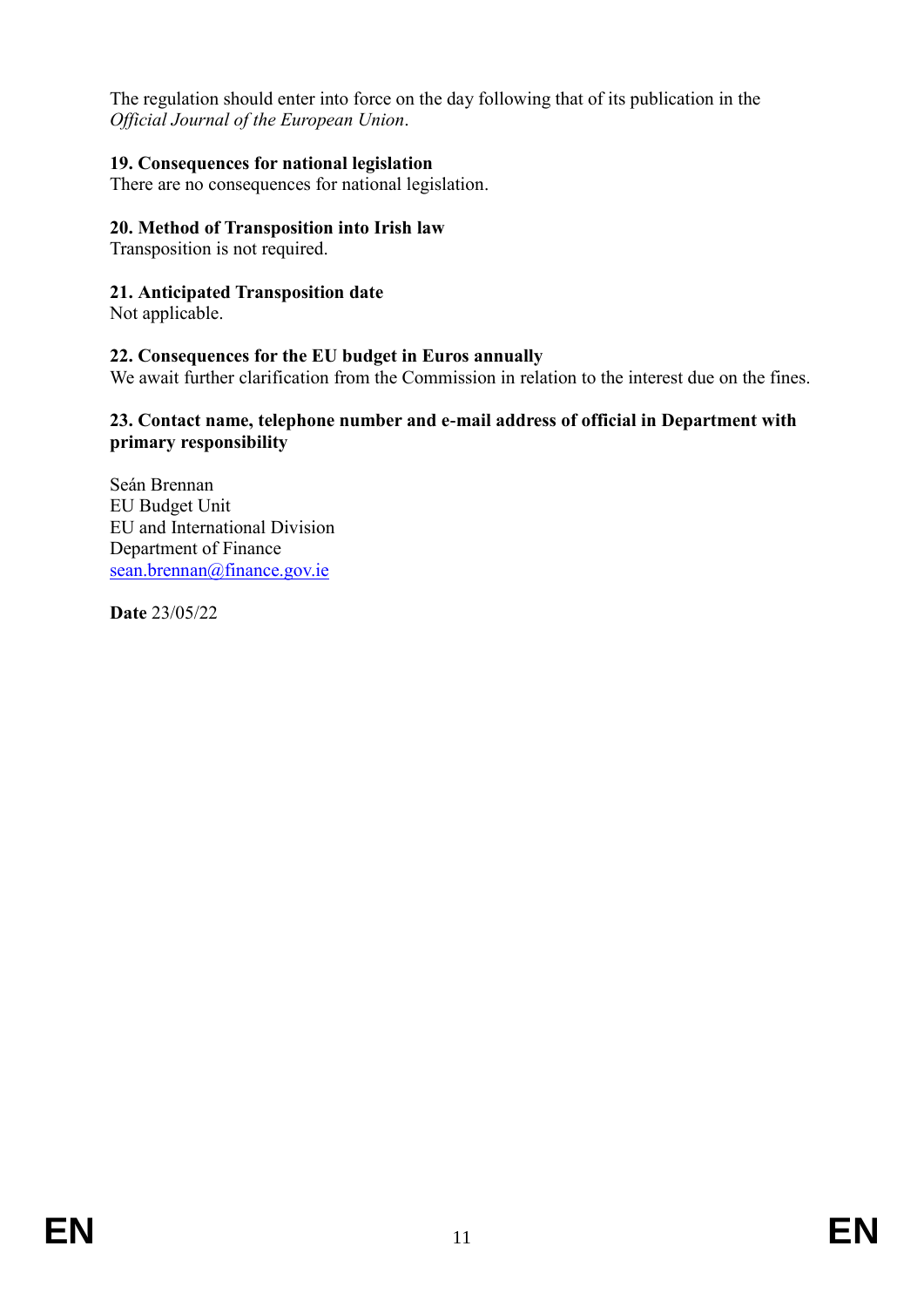The regulation should enter into force on the day following that of its publication in the *Official Journal of the European Union*.

**19. Consequences for national legislation**

There are no consequences for national legislation.

**20. Method of Transposition into Irish law**

Transposition is not required.

**21. Anticipated Transposition date**

Not applicable.

**22. Consequences for the EU budget in Euros annually**

We await further clarification from the Commission in relation to the interest due on the fines.

**23. Contact name, telephone number and e-mail address of official in Department with primary responsibility**

Seán Brennan
EU Budget Unit
EU and International Division
Department of Finance
sean.brennan@finance.gov.ie

**Date** 23/05/22